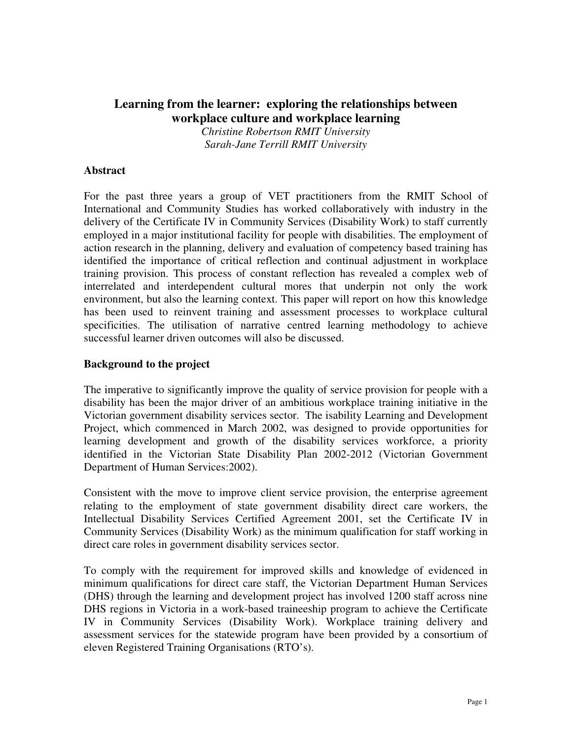# Learning from the learner: exploring the relationships between workplace culture and workplace learning

*Christine Robertson RMIT University*
*Sarah-Jane Terrill RMIT University*

## Abstract

For the past three years a group of VET practitioners from the RMIT School of International and Community Studies has worked collaboratively with industry in the delivery of the Certificate IV in Community Services (Disability Work) to staff currently employed in a major institutional facility for people with disabilities. The employment of action research in the planning, delivery and evaluation of competency based training has identified the importance of critical reflection and continual adjustment in workplace training provision. This process of constant reflection has revealed a complex web of interrelated and interdependent cultural mores that underpin not only the work environment, but also the learning context. This paper will report on how this knowledge has been used to reinvent training and assessment processes to workplace cultural specificities. The utilisation of narrative centred learning methodology to achieve successful learner driven outcomes will also be discussed.

## Background to the project

The imperative to significantly improve the quality of service provision for people with a disability has been the major driver of an ambitious workplace training initiative in the Victorian government disability services sector. The isability Learning and Development Project, which commenced in March 2002, was designed to provide opportunities for learning development and growth of the disability services workforce, a priority identified in the Victorian State Disability Plan 2002-2012 (Victorian Government Department of Human Services:2002).

Consistent with the move to improve client service provision, the enterprise agreement relating to the employment of state government disability direct care workers, the Intellectual Disability Services Certified Agreement 2001, set the Certificate IV in Community Services (Disability Work) as the minimum qualification for staff working in direct care roles in government disability services sector.

To comply with the requirement for improved skills and knowledge of evidenced in minimum qualifications for direct care staff, the Victorian Department Human Services (DHS) through the learning and development project has involved 1200 staff across nine DHS regions in Victoria in a work-based traineeship program to achieve the Certificate IV in Community Services (Disability Work). Workplace training delivery and assessment services for the statewide program have been provided by a consortium of eleven Registered Training Organisations (RTO's).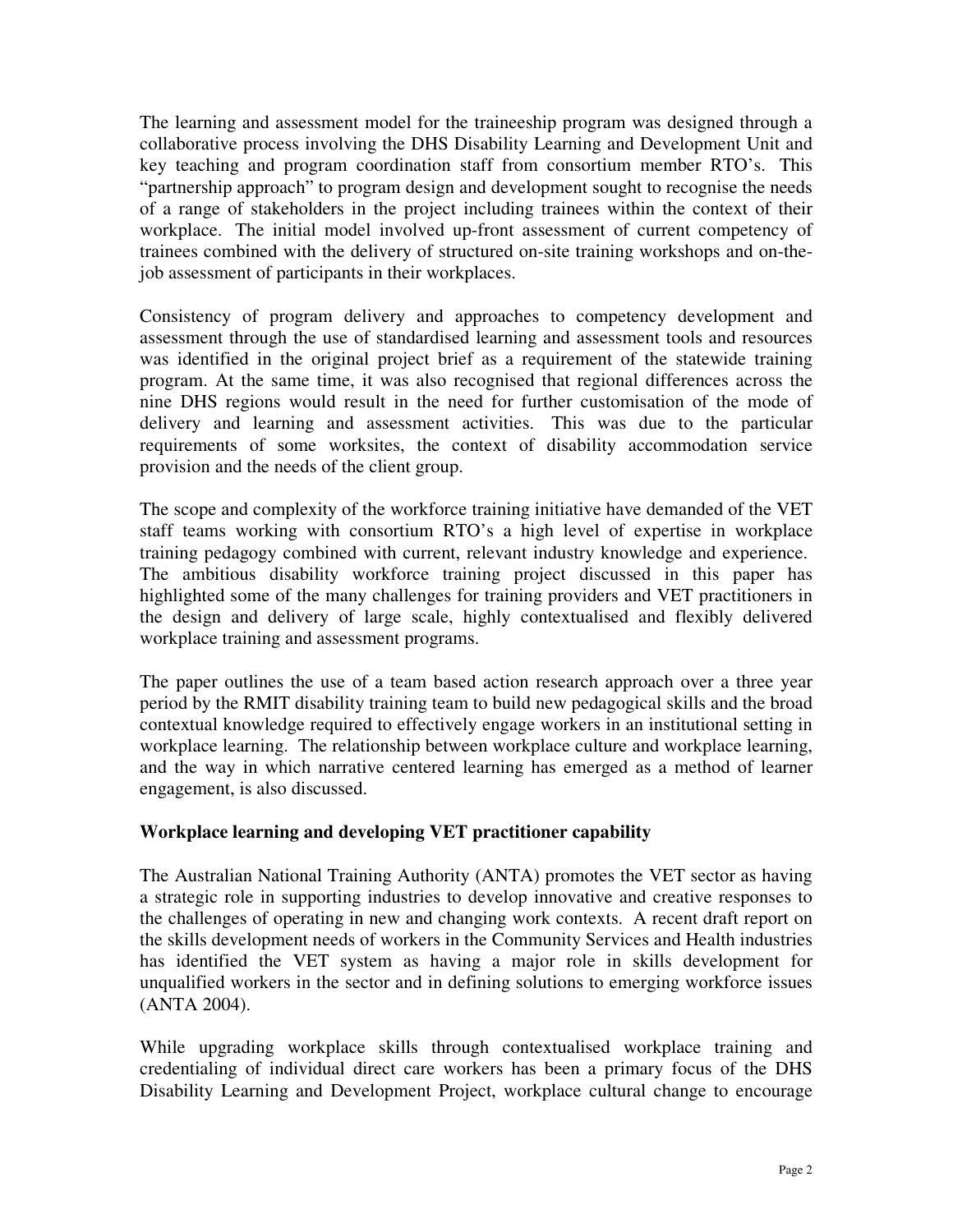The learning and assessment model for the traineeship program was designed through a collaborative process involving the DHS Disability Learning and Development Unit and key teaching and program coordination staff from consortium member RTO's. This "partnership approach" to program design and development sought to recognise the needs of a range of stakeholders in the project including trainees within the context of their workplace. The initial model involved up-front assessment of current competency of trainees combined with the delivery of structured on-site training workshops and on-the-job assessment of participants in their workplaces.

Consistency of program delivery and approaches to competency development and assessment through the use of standardised learning and assessment tools and resources was identified in the original project brief as a requirement of the statewide training program. At the same time, it was also recognised that regional differences across the nine DHS regions would result in the need for further customisation of the mode of delivery and learning and assessment activities. This was due to the particular requirements of some worksites, the context of disability accommodation service provision and the needs of the client group.

The scope and complexity of the workforce training initiative have demanded of the VET staff teams working with consortium RTO's a high level of expertise in workplace training pedagogy combined with current, relevant industry knowledge and experience. The ambitious disability workforce training project discussed in this paper has highlighted some of the many challenges for training providers and VET practitioners in the design and delivery of large scale, highly contextualised and flexibly delivered workplace training and assessment programs.

The paper outlines the use of a team based action research approach over a three year period by the RMIT disability training team to build new pedagogical skills and the broad contextual knowledge required to effectively engage workers in an institutional setting in workplace learning. The relationship between workplace culture and workplace learning, and the way in which narrative centered learning has emerged as a method of learner engagement, is also discussed.

## Workplace learning and developing VET practitioner capability

The Australian National Training Authority (ANTA) promotes the VET sector as having a strategic role in supporting industries to develop innovative and creative responses to the challenges of operating in new and changing work contexts. A recent draft report on the skills development needs of workers in the Community Services and Health industries has identified the VET system as having a major role in skills development for unqualified workers in the sector and in defining solutions to emerging workforce issues (ANTA 2004).

While upgrading workplace skills through contextualised workplace training and credentialing of individual direct care workers has been a primary focus of the DHS Disability Learning and Development Project, workplace cultural change to encourage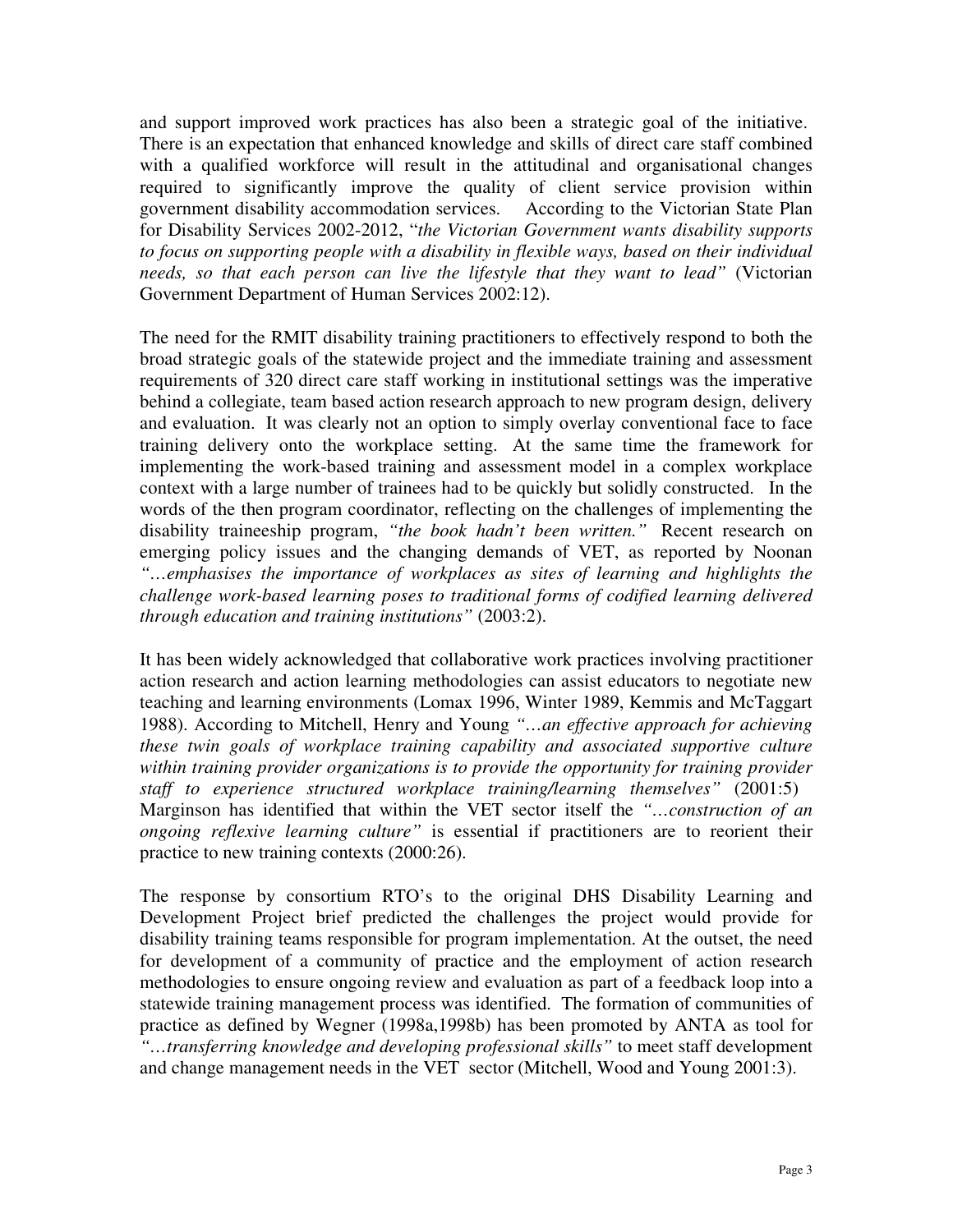and support improved work practices has also been a strategic goal of the initiative. There is an expectation that enhanced knowledge and skills of direct care staff combined with a qualified workforce will result in the attitudinal and organisational changes required to significantly improve the quality of client service provision within government disability accommodation services. According to the Victorian State Plan for Disability Services 2002-2012, "*the Victorian Government wants disability supports to focus on supporting people with a disability in flexible ways, based on their individual needs, so that each person can live the lifestyle that they want to lead"* (Victorian Government Department of Human Services 2002:12).

The need for the RMIT disability training practitioners to effectively respond to both the broad strategic goals of the statewide project and the immediate training and assessment requirements of 320 direct care staff working in institutional settings was the imperative behind a collegiate, team based action research approach to new program design, delivery and evaluation. It was clearly not an option to simply overlay conventional face to face training delivery onto the workplace setting. At the same time the framework for implementing the work-based training and assessment model in a complex workplace context with a large number of trainees had to be quickly but solidly constructed. In the words of the then program coordinator, reflecting on the challenges of implementing the disability traineeship program, *"the book hadn't been written."* Recent research on emerging policy issues and the changing demands of VET, as reported by Noonan *"…emphasises the importance of workplaces as sites of learning and highlights the challenge work-based learning poses to traditional forms of codified learning delivered through education and training institutions"* (2003:2).

It has been widely acknowledged that collaborative work practices involving practitioner action research and action learning methodologies can assist educators to negotiate new teaching and learning environments (Lomax 1996, Winter 1989, Kemmis and McTaggart 1988). According to Mitchell, Henry and Young *"…an effective approach for achieving these twin goals of workplace training capability and associated supportive culture within training provider organizations is to provide the opportunity for training provider staff to experience structured workplace training/learning themselves"* (2001:5) Marginson has identified that within the VET sector itself the *"…construction of an ongoing reflexive learning culture"* is essential if practitioners are to reorient their practice to new training contexts (2000:26).

The response by consortium RTO's to the original DHS Disability Learning and Development Project brief predicted the challenges the project would provide for disability training teams responsible for program implementation. At the outset, the need for development of a community of practice and the employment of action research methodologies to ensure ongoing review and evaluation as part of a feedback loop into a statewide training management process was identified. The formation of communities of practice as defined by Wegner (1998a,1998b) has been promoted by ANTA as tool for *"…transferring knowledge and developing professional skills"* to meet staff development and change management needs in the VET sector (Mitchell, Wood and Young 2001:3).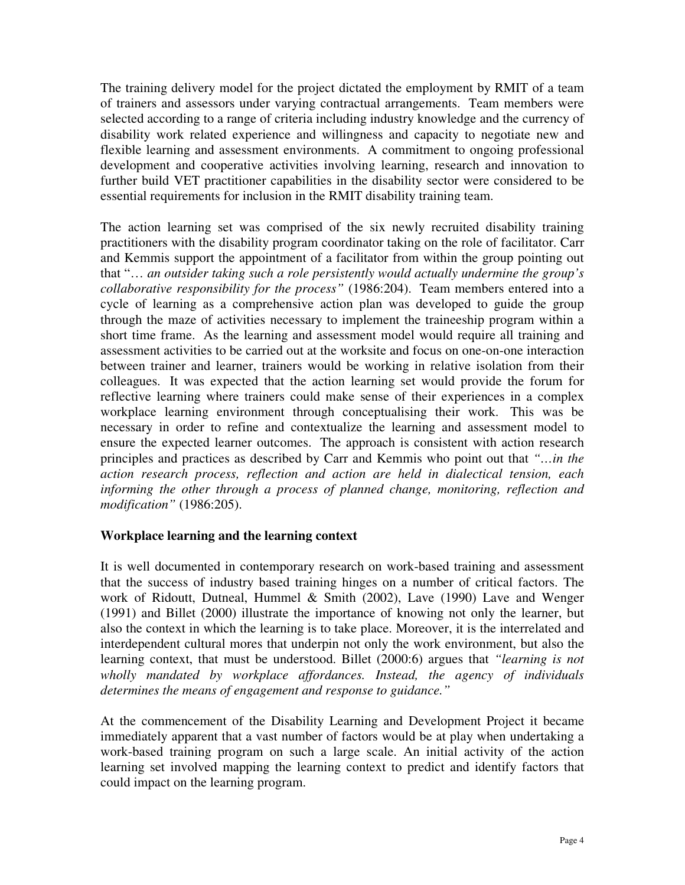The training delivery model for the project dictated the employment by RMIT of a team of trainers and assessors under varying contractual arrangements. Team members were selected according to a range of criteria including industry knowledge and the currency of disability work related experience and willingness and capacity to negotiate new and flexible learning and assessment environments. A commitment to ongoing professional development and cooperative activities involving learning, research and innovation to further build VET practitioner capabilities in the disability sector were considered to be essential requirements for inclusion in the RMIT disability training team.

The action learning set was comprised of the six newly recruited disability training practitioners with the disability program coordinator taking on the role of facilitator. Carr and Kemmis support the appointment of a facilitator from within the group pointing out that "*… an outsider taking such a role persistently would actually undermine the group's collaborative responsibility for the process"* (1986:204). Team members entered into a cycle of learning as a comprehensive action plan was developed to guide the group through the maze of activities necessary to implement the traineeship program within a short time frame. As the learning and assessment model would require all training and assessment activities to be carried out at the worksite and focus on one-on-one interaction between trainer and learner, trainers would be working in relative isolation from their colleagues. It was expected that the action learning set would provide the forum for reflective learning where trainers could make sense of their experiences in a complex workplace learning environment through conceptualising their work. This was be necessary in order to refine and contextualize the learning and assessment model to ensure the expected learner outcomes. The approach is consistent with action research principles and practices as described by Carr and Kemmis who point out that *"…in the action research process, reflection and action are held in dialectical tension, each informing the other through a process of planned change, monitoring, reflection and modification"* (1986:205).

### Workplace learning and the learning context

It is well documented in contemporary research on work-based training and assessment that the success of industry based training hinges on a number of critical factors. The work of Ridoutt, Dutneal, Hummel & Smith (2002), Lave (1990) Lave and Wenger (1991) and Billet (2000) illustrate the importance of knowing not only the learner, but also the context in which the learning is to take place. Moreover, it is the interrelated and interdependent cultural mores that underpin not only the work environment, but also the learning context, that must be understood. Billet (2000:6) argues that *"learning is not wholly mandated by workplace affordances. Instead, the agency of individuals determines the means of engagement and response to guidance."*

At the commencement of the Disability Learning and Development Project it became immediately apparent that a vast number of factors would be at play when undertaking a work-based training program on such a large scale. An initial activity of the action learning set involved mapping the learning context to predict and identify factors that could impact on the learning program.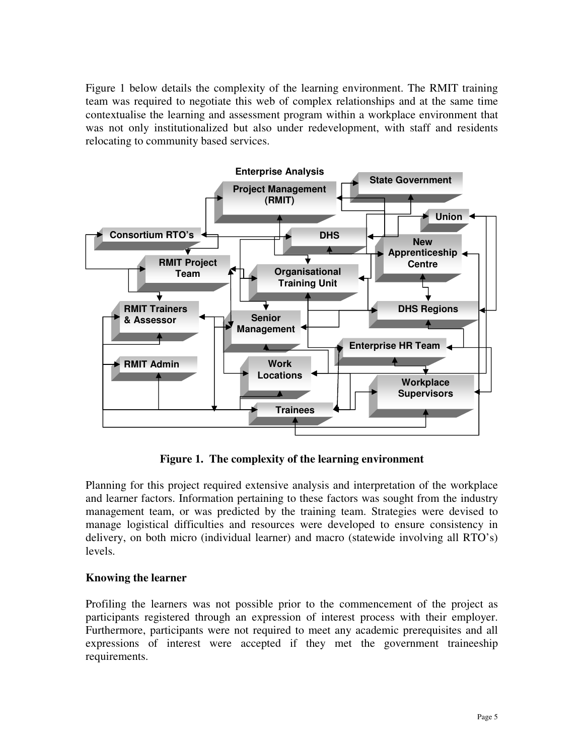Figure 1 below details the complexity of the learning environment. The RMIT training team was required to negotiate this web of complex relationships and at the same time contextualise the learning and assessment program within a workplace environment that was not only institutionalized but also under redevelopment, with staff and residents relocating to community based services.

**Figure 1. The complexity of the learning environment**

Planning for this project required extensive analysis and interpretation of the workplace and learner factors. Information pertaining to these factors was sought from the industry management team, or was predicted by the training team. Strategies were devised to manage logistical difficulties and resources were developed to ensure consistency in delivery, on both micro (individual learner) and macro (statewide involving all RTO's) levels.

### Knowing the learner

Profiling the learners was not possible prior to the commencement of the project as participants registered through an expression of interest process with their employer. Furthermore, participants were not required to meet any academic prerequisites and all expressions of interest were accepted if they met the government traineeship requirements.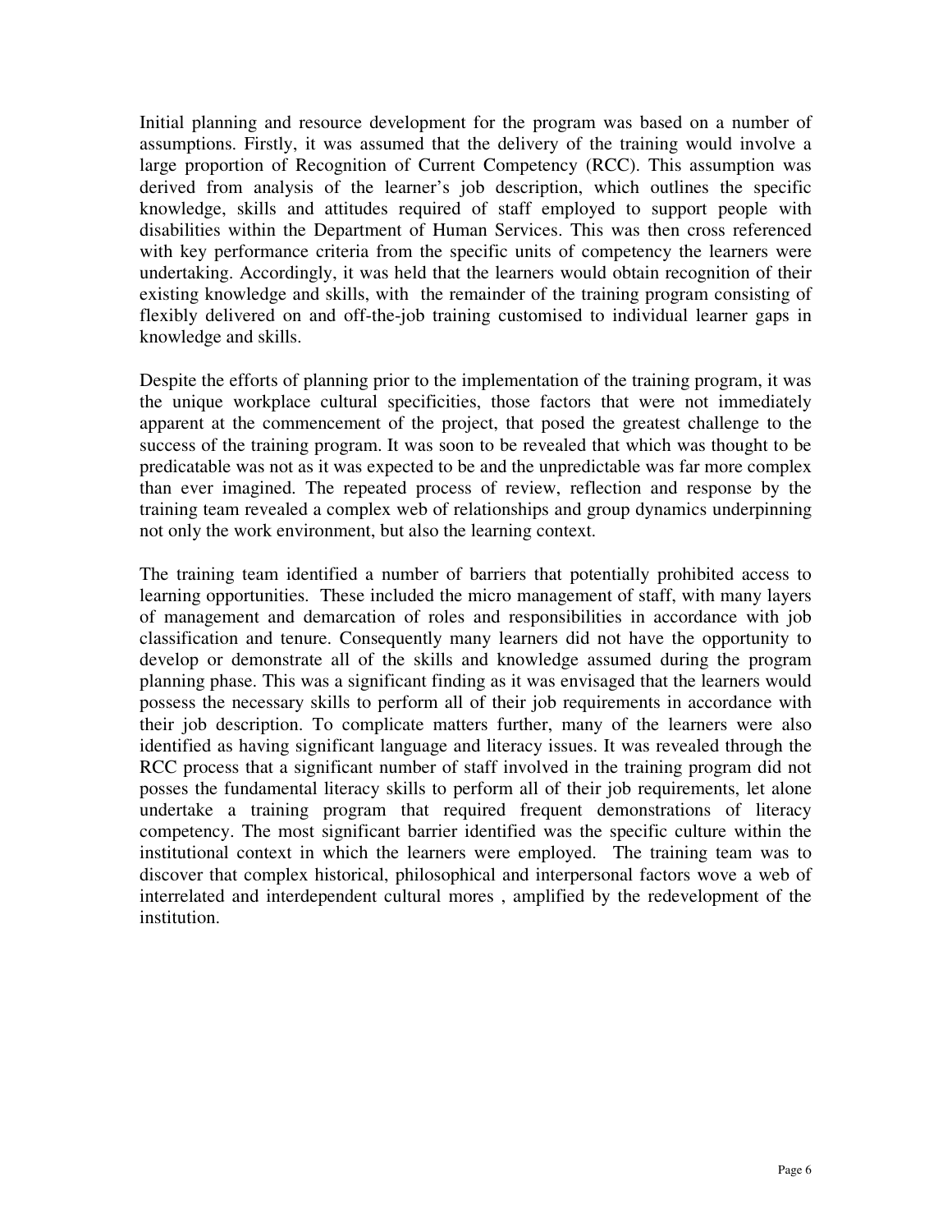Initial planning and resource development for the program was based on a number of assumptions. Firstly, it was assumed that the delivery of the training would involve a large proportion of Recognition of Current Competency (RCC). This assumption was derived from analysis of the learner's job description, which outlines the specific knowledge, skills and attitudes required of staff employed to support people with disabilities within the Department of Human Services. This was then cross referenced with key performance criteria from the specific units of competency the learners were undertaking. Accordingly, it was held that the learners would obtain recognition of their existing knowledge and skills, with the remainder of the training program consisting of flexibly delivered on and off-the-job training customised to individual learner gaps in knowledge and skills.

Despite the efforts of planning prior to the implementation of the training program, it was the unique workplace cultural specificities, those factors that were not immediately apparent at the commencement of the project, that posed the greatest challenge to the success of the training program. It was soon to be revealed that which was thought to be predicatable was not as it was expected to be and the unpredictable was far more complex than ever imagined. The repeated process of review, reflection and response by the training team revealed a complex web of relationships and group dynamics underpinning not only the work environment, but also the learning context.

The training team identified a number of barriers that potentially prohibited access to learning opportunities. These included the micro management of staff, with many layers of management and demarcation of roles and responsibilities in accordance with job classification and tenure. Consequently many learners did not have the opportunity to develop or demonstrate all of the skills and knowledge assumed during the program planning phase. This was a significant finding as it was envisaged that the learners would possess the necessary skills to perform all of their job requirements in accordance with their job description. To complicate matters further, many of the learners were also identified as having significant language and literacy issues. It was revealed through the RCC process that a significant number of staff involved in the training program did not posses the fundamental literacy skills to perform all of their job requirements, let alone undertake a training program that required frequent demonstrations of literacy competency. The most significant barrier identified was the specific culture within the institutional context in which the learners were employed. The training team was to discover that complex historical, philosophical and interpersonal factors wove a web of interrelated and interdependent cultural mores , amplified by the redevelopment of the institution.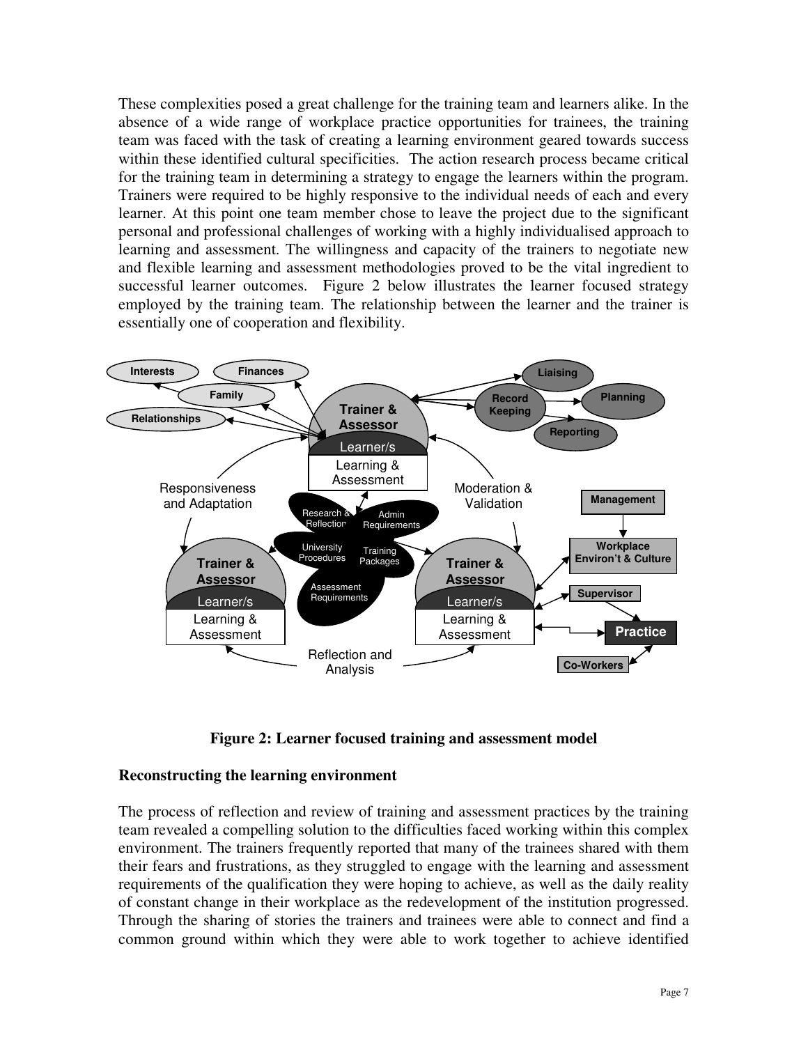These complexities posed a great challenge for the training team and learners alike. In the absence of a wide range of workplace practice opportunities for trainees, the training team was faced with the task of creating a learning environment geared towards success within these identified cultural specificities. The action research process became critical for the training team in determining a strategy to engage the learners within the program. Trainers were required to be highly responsive to the individual needs of each and every learner. At this point one team member chose to leave the project due to the significant personal and professional challenges of working with a highly individualised approach to learning and assessment. The willingness and capacity of the trainers to negotiate new and flexible learning and assessment methodologies proved to be the vital ingredient to successful learner outcomes. Figure 2 below illustrates the learner focused strategy employed by the training team. The relationship between the learner and the trainer is essentially one of cooperation and flexibility.

**Figure 2: Learner focused training and assessment model**

## Reconstructing the learning environment

The process of reflection and review of training and assessment practices by the training team revealed a compelling solution to the difficulties faced working within this complex environment. The trainers frequently reported that many of the trainees shared with them their fears and frustrations, as they struggled to engage with the learning and assessment requirements of the qualification they were hoping to achieve, as well as the daily reality of constant change in their workplace as the redevelopment of the institution progressed. Through the sharing of stories the trainers and trainees were able to connect and find a common ground within which they were able to work together to achieve identified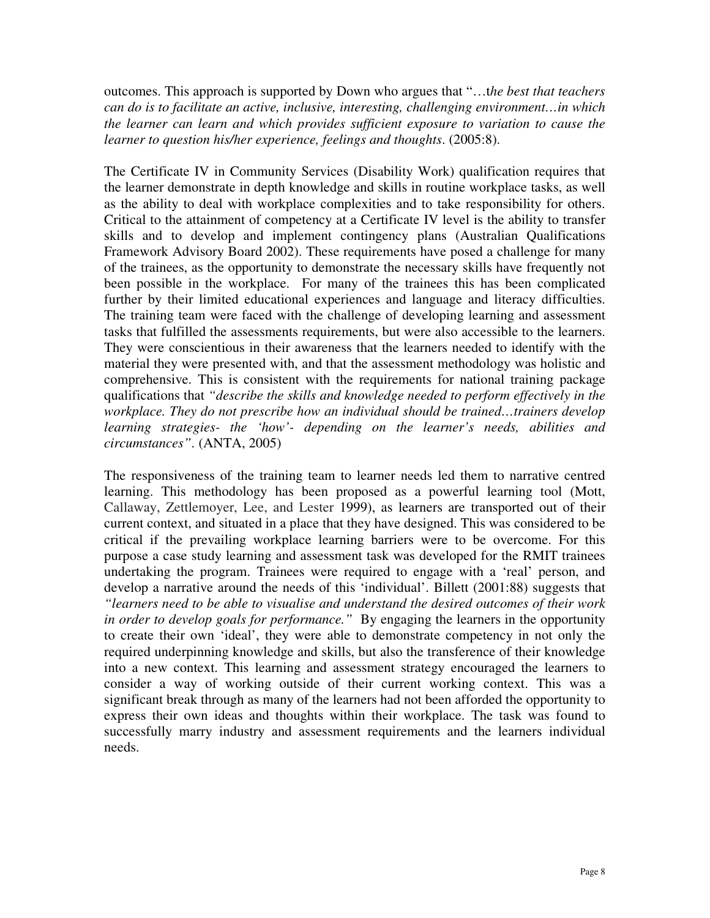outcomes. This approach is supported by Down who argues that "…t*he best that teachers can do is to facilitate an active, inclusive, interesting, challenging environment…in which the learner can learn and which provides sufficient exposure to variation to cause the learner to question his/her experience, feelings and thoughts*. (2005:8).

The Certificate IV in Community Services (Disability Work) qualification requires that the learner demonstrate in depth knowledge and skills in routine workplace tasks, as well as the ability to deal with workplace complexities and to take responsibility for others. Critical to the attainment of competency at a Certificate IV level is the ability to transfer skills and to develop and implement contingency plans (Australian Qualifications Framework Advisory Board 2002). These requirements have posed a challenge for many of the trainees, as the opportunity to demonstrate the necessary skills have frequently not been possible in the workplace. For many of the trainees this has been complicated further by their limited educational experiences and language and literacy difficulties. The training team were faced with the challenge of developing learning and assessment tasks that fulfilled the assessments requirements, but were also accessible to the learners. They were conscientious in their awareness that the learners needed to identify with the material they were presented with, and that the assessment methodology was holistic and comprehensive. This is consistent with the requirements for national training package qualifications that *"describe the skills and knowledge needed to perform effectively in the workplace. They do not prescribe how an individual should be trained…trainers develop learning strategies- the 'how'- depending on the learner's needs, abilities and circumstances"*. (ANTA, 2005)

The responsiveness of the training team to learner needs led them to narrative centred learning. This methodology has been proposed as a powerful learning tool (Mott, Callaway, Zettlemoyer, Lee, and Lester 1999), as learners are transported out of their current context, and situated in a place that they have designed. This was considered to be critical if the prevailing workplace learning barriers were to be overcome. For this purpose a case study learning and assessment task was developed for the RMIT trainees undertaking the program. Trainees were required to engage with a 'real' person, and develop a narrative around the needs of this 'individual'. Billett (2001:88) suggests that *"learners need to be able to visualise and understand the desired outcomes of their work in order to develop goals for performance."* By engaging the learners in the opportunity to create their own 'ideal', they were able to demonstrate competency in not only the required underpinning knowledge and skills, but also the transference of their knowledge into a new context. This learning and assessment strategy encouraged the learners to consider a way of working outside of their current working context. This was a significant break through as many of the learners had not been afforded the opportunity to express their own ideas and thoughts within their workplace. The task was found to successfully marry industry and assessment requirements and the learners individual needs.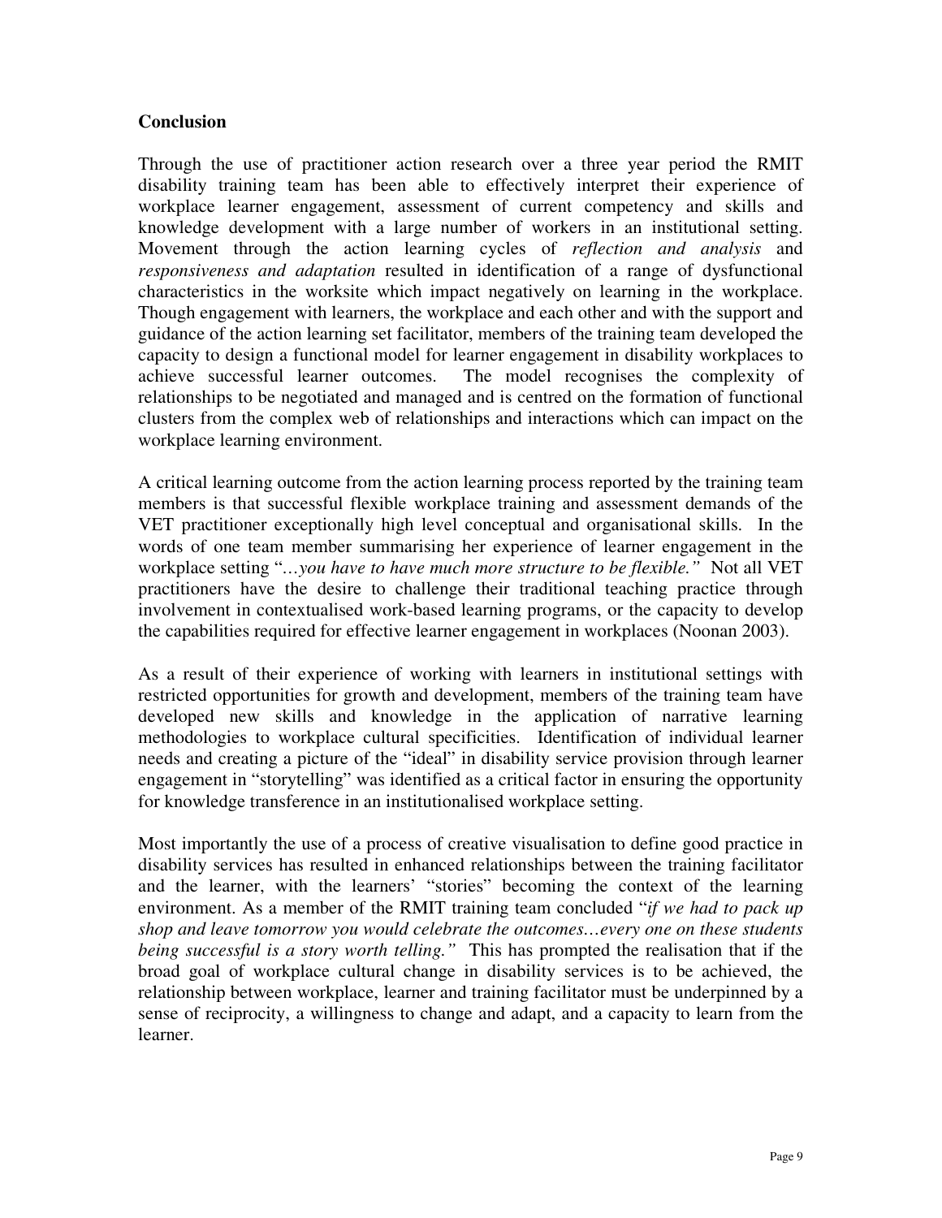**Conclusion**

Through the use of practitioner action research over a three year period the RMIT disability training team has been able to effectively interpret their experience of workplace learner engagement, assessment of current competency and skills and knowledge development with a large number of workers in an institutional setting. Movement through the action learning cycles of *reflection and analysis* and *responsiveness and adaptation* resulted in identification of a range of dysfunctional characteristics in the worksite which impact negatively on learning in the workplace. Though engagement with learners, the workplace and each other and with the support and guidance of the action learning set facilitator, members of the training team developed the capacity to design a functional model for learner engagement in disability workplaces to achieve successful learner outcomes. The model recognises the complexity of relationships to be negotiated and managed and is centred on the formation of functional clusters from the complex web of relationships and interactions which can impact on the workplace learning environment.

A critical learning outcome from the action learning process reported by the training team members is that successful flexible workplace training and assessment demands of the VET practitioner exceptionally high level conceptual and organisational skills. In the words of one team member summarising her experience of learner engagement in the workplace setting "*…you have to have much more structure to be flexible."* Not all VET practitioners have the desire to challenge their traditional teaching practice through involvement in contextualised work-based learning programs, or the capacity to develop the capabilities required for effective learner engagement in workplaces (Noonan 2003).

As a result of their experience of working with learners in institutional settings with restricted opportunities for growth and development, members of the training team have developed new skills and knowledge in the application of narrative learning methodologies to workplace cultural specificities. Identification of individual learner needs and creating a picture of the "ideal" in disability service provision through learner engagement in "storytelling" was identified as a critical factor in ensuring the opportunity for knowledge transference in an institutionalised workplace setting.

Most importantly the use of a process of creative visualisation to define good practice in disability services has resulted in enhanced relationships between the training facilitator and the learner, with the learners' "stories" becoming the context of the learning environment. As a member of the RMIT training team concluded "*if we had to pack up shop and leave tomorrow you would celebrate the outcomes…every one on these students being successful is a story worth telling."* This has prompted the realisation that if the broad goal of workplace cultural change in disability services is to be achieved, the relationship between workplace, learner and training facilitator must be underpinned by a sense of reciprocity, a willingness to change and adapt, and a capacity to learn from the learner.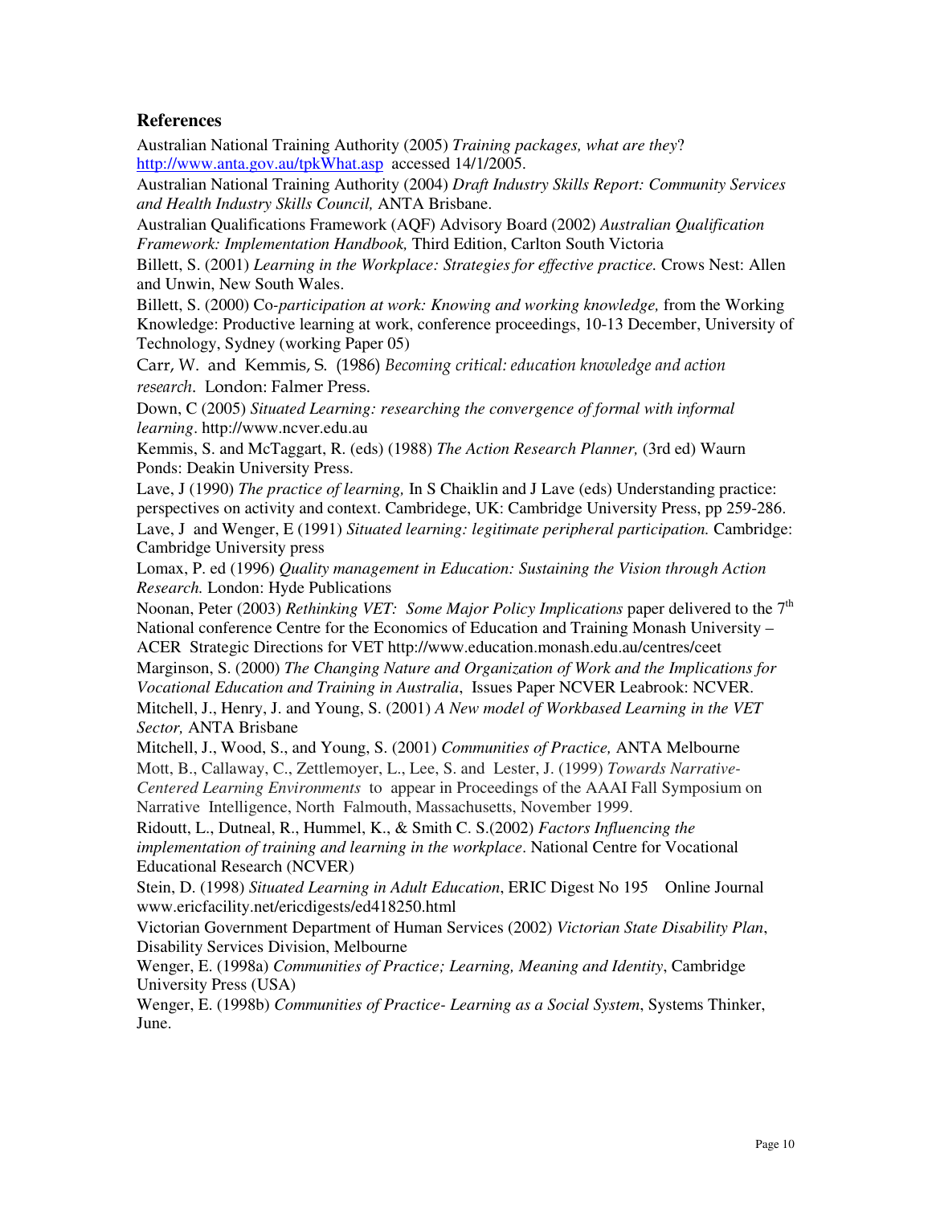## References

Australian National Training Authority (2005) *Training packages, what are they*? http://www.anta.gov.au/tpkWhat.asp accessed 14/1/2005.

Australian National Training Authority (2004) *Draft Industry Skills Report: Community Services and Health Industry Skills Council,* ANTA Brisbane.

Australian Qualifications Framework (AQF) Advisory Board (2002) *Australian Qualification Framework: Implementation Handbook,* Third Edition, Carlton South Victoria

Billett, S. (2001) *Learning in the Workplace: Strategies for effective practice.* Crows Nest: Allen and Unwin, New South Wales.

Billett, S. (2000) Co-*participation at work: Knowing and working knowledge,* from the Working Knowledge: Productive learning at work, conference proceedings, 10-13 December, University of Technology, Sydney (working Paper 05)

Carr, W. and Kemmis, S. (1986) *Becoming critical: education knowledge and action research*. London: Falmer Press.

Down, C (2005) *Situated Learning: researching the convergence of formal with informal learning*. http://www.ncver.edu.au

Kemmis, S. and McTaggart, R. (eds) (1988) *The Action Research Planner,* (3rd ed) Waurn Ponds: Deakin University Press.

Lave, J (1990) *The practice of learning,* In S Chaiklin and J Lave (eds) Understanding practice: perspectives on activity and context. Cambridege, UK: Cambridge University Press, pp 259-286.

Lave, J and Wenger, E (1991) *Situated learning: legitimate peripheral participation.* Cambridge: Cambridge University press

Lomax, P. ed (1996) *Quality management in Education: Sustaining the Vision through Action Research.* London: Hyde Publications

Noonan, Peter (2003) *Rethinking VET: Some Major Policy Implications* paper delivered to the 7th National conference Centre for the Economics of Education and Training Monash University – ACER Strategic Directions for VET http://www.education.monash.edu.au/centres/ceet

Marginson, S. (2000) *The Changing Nature and Organization of Work and the Implications for Vocational Education and Training in Australia*, Issues Paper NCVER Leabrook: NCVER.

Mitchell, J., Henry, J. and Young, S. (2001) *A New model of Workbased Learning in the VET Sector,* ANTA Brisbane

Mitchell, J., Wood, S., and Young, S. (2001) *Communities of Practice,* ANTA Melbourne

Mott, B., Callaway, C., Zettlemoyer, L., Lee, S. and Lester, J. (1999) *Towards Narrative-Centered Learning Environments* to appear in Proceedings of the AAAI Fall Symposium on Narrative Intelligence, North Falmouth, Massachusetts, November 1999.

Ridoutt, L., Dutneal, R., Hummel, K., & Smith C. S.(2002) *Factors Influencing the implementation of training and learning in the workplace*. National Centre for Vocational Educational Research (NCVER)

Stein, D. (1998) *Situated Learning in Adult Education*, ERIC Digest No 195 Online Journal www.ericfacility.net/ericdigests/ed418250.html

Victorian Government Department of Human Services (2002) *Victorian State Disability Plan*, Disability Services Division, Melbourne

Wenger, E. (1998a) *Communities of Practice; Learning, Meaning and Identity*, Cambridge University Press (USA)

Wenger, E. (1998b) *Communities of Practice- Learning as a Social System*, Systems Thinker, June.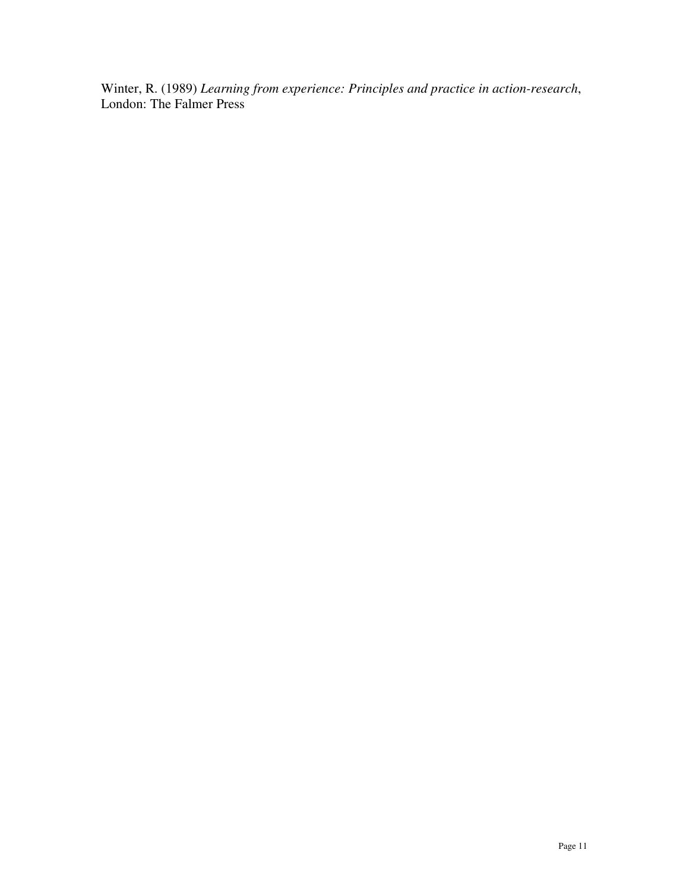Winter, R. (1989) *Learning from experience: Principles and practice in action-research*, London: The Falmer Press